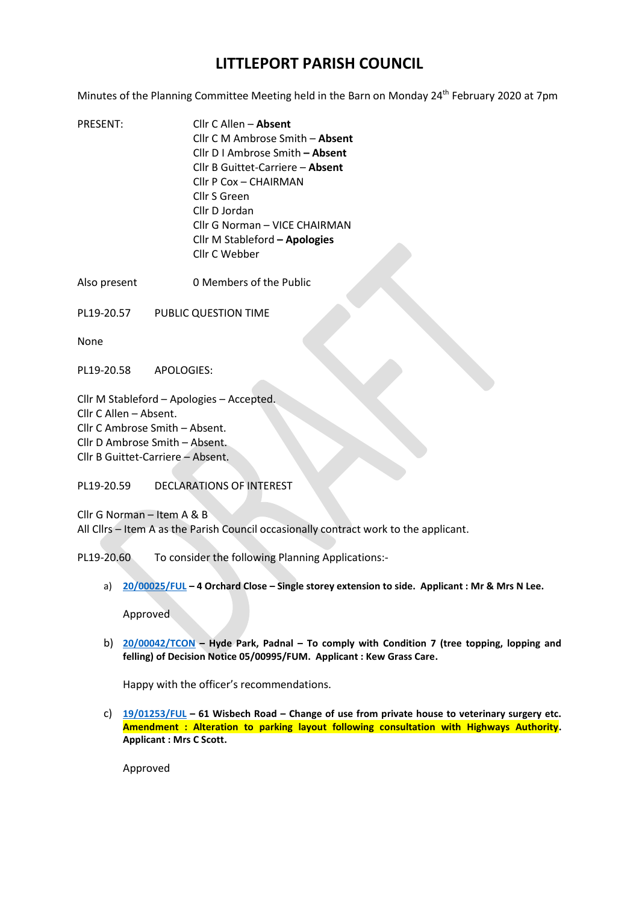# LITTLEPORT PARISH COUNCIL

Minutes of the Planning Committee Meeting held in the Barn on Monday 24th February 2020 at 7pm

PRESENT:

Cllr C Allen – **Absent**
Cllr C M Ambrose Smith – **Absent**
Cllr D I Ambrose Smith **– Absent**
Cllr B Guittet-Carriere – **Absent**
Cllr P Cox – CHAIRMAN
Cllr S Green
Cllr D Jordan
Cllr G Norman – VICE CHAIRMAN
Cllr M Stableford **– Apologies**
Cllr C Webber

Also present: 0 Members of the Public

PL19-20.57 PUBLIC QUESTION TIME

None

PL19-20.58 APOLOGIES:

Cllr M Stableford – Apologies – Accepted.
Cllr C Allen – Absent.
Cllr C Ambrose Smith – Absent.
Cllr D Ambrose Smith – Absent.
Cllr B Guittet-Carriere – Absent.

PL19-20.59 DECLARATIONS OF INTEREST

Cllr G Norman – Item A & B
All Cllrs – Item A as the Parish Council occasionally contract work to the applicant.

PL19-20.60 To consider the following Planning Applications:-

a) **20/00025/FUL – 4 Orchard Close – Single storey extension to side. Applicant : Mr & Mrs N Lee.**

   Approved

b) **20/00042/TCON – Hyde Park, Padnal – To comply with Condition 7 (tree topping, lopping and felling) of Decision Notice 05/00995/FUM. Applicant : Kew Grass Care.**

   Happy with the officer's recommendations.

c) **19/01253/FUL – 61 Wisbech Road – Change of use from private house to veterinary surgery etc. Amendment : Alteration to parking layout following consultation with Highways Authority. Applicant : Mrs C Scott.**

   Approved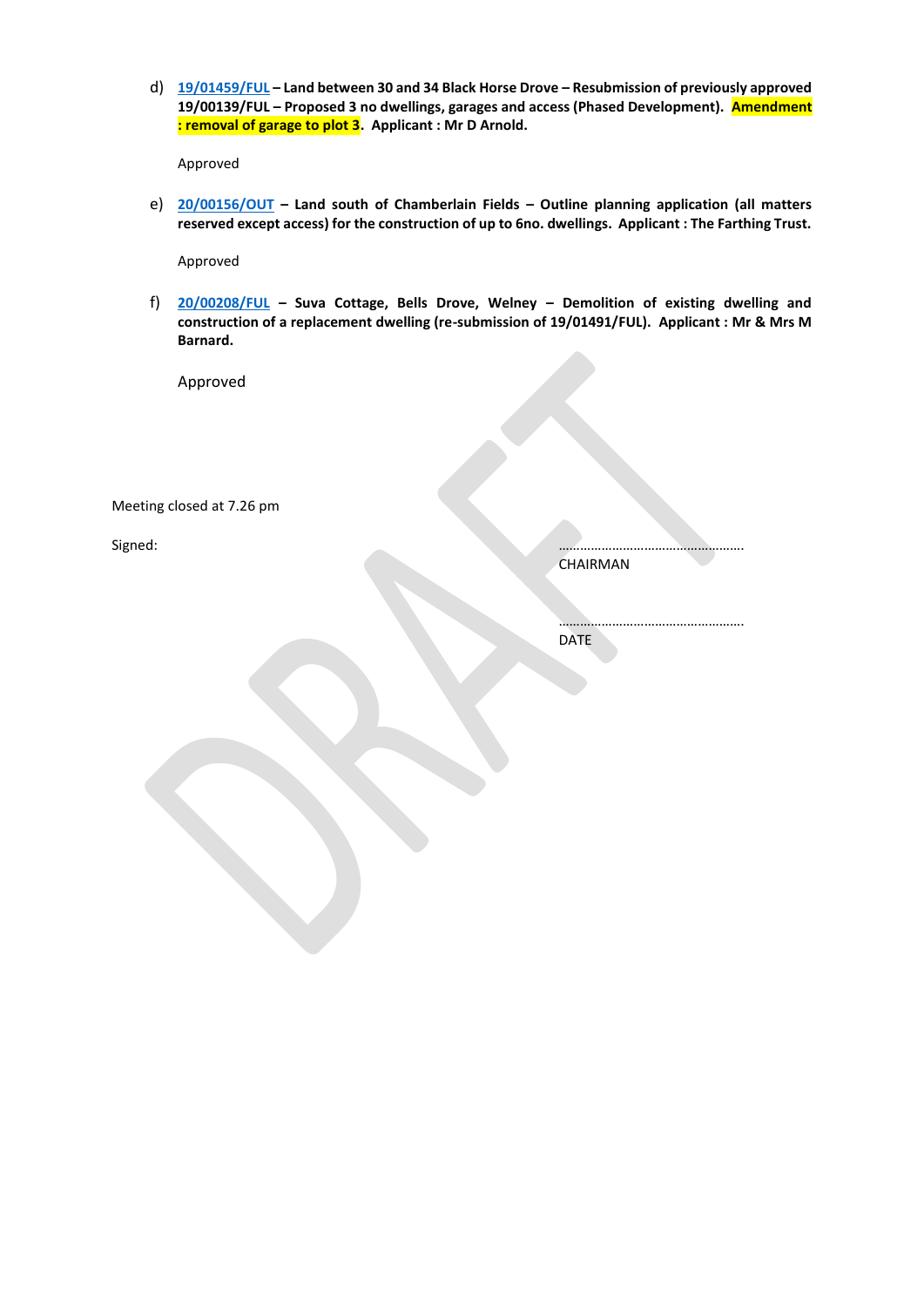d) **[19/01459/FUL](19/01459/FUL) – Land between 30 and 34 Black Horse Drove – Resubmission of previously approved 19/00139/FUL – Proposed 3 no dwellings, garages and access (Phased Development). Amendment : removal of garage to plot 3. Applicant : Mr D Arnold.**

Approved

e) **[20/00156/OUT](20/00156/OUT) – Land south of Chamberlain Fields – Outline planning application (all matters reserved except access) for the construction of up to 6no. dwellings. Applicant : The Farthing Trust.**

Approved

f) **[20/00208/FUL](20/00208/FUL) – Suva Cottage, Bells Drove, Welney – Demolition of existing dwelling and construction of a replacement dwelling (re-submission of 19/01491/FUL). Applicant : Mr & Mrs M Barnard.**

Approved

Meeting closed at 7.26 pm

Signed: ……………………………………………
CHAIRMAN

……………………………………………
DATE

DRAFT